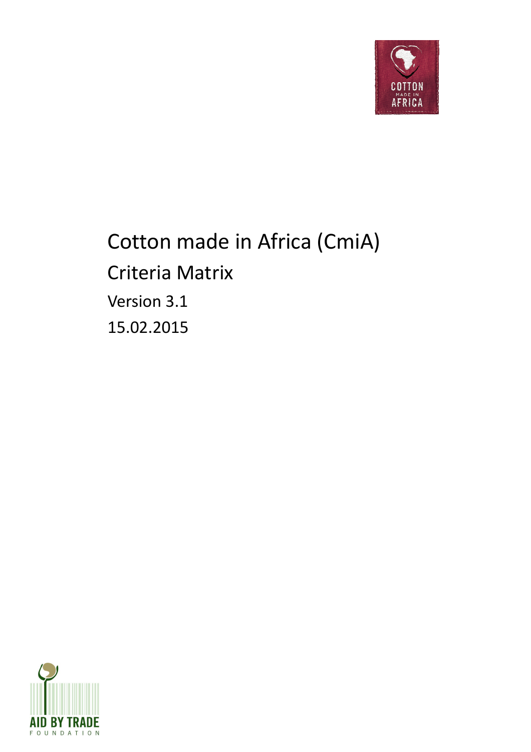# Cotton made in Africa (CmiA)

## Criteria Matrix

Version 3.1

15.02.2015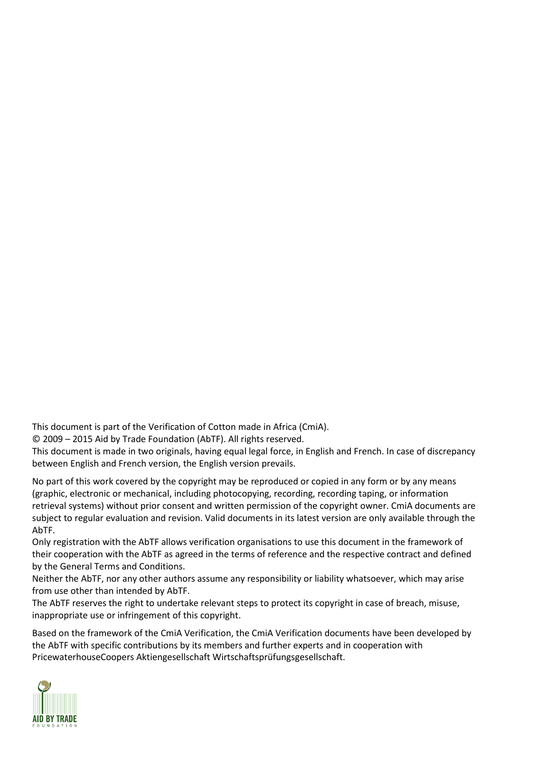This document is part of the Verification of Cotton made in Africa (CmiA).
© 2009 – 2015 Aid by Trade Foundation (AbTF). All rights reserved.
This document is made in two originals, having equal legal force, in English and French. In case of discrepancy between English and French version, the English version prevails.

No part of this work covered by the copyright may be reproduced or copied in any form or by any means (graphic, electronic or mechanical, including photocopying, recording, recording taping, or information retrieval systems) without prior consent and written permission of the copyright owner. CmiA documents are subject to regular evaluation and revision. Valid documents in its latest version are only available through the AbTF.
Only registration with the AbTF allows verification organisations to use this document in the framework of their cooperation with the AbTF as agreed in the terms of reference and the respective contract and defined by the General Terms and Conditions.
Neither the AbTF, nor any other authors assume any responsibility or liability whatsoever, which may arise from use other than intended by AbTF.
The AbTF reserves the right to undertake relevant steps to protect its copyright in case of breach, misuse, inappropriate use or infringement of this copyright.

Based on the framework of the CmiA Verification, the CmiA Verification documents have been developed by the AbTF with specific contributions by its members and further experts and in cooperation with PricewaterhouseCoopers Aktiengesellschaft Wirtschaftsprüfungsgesellschaft.

AID BY TRADE
FOUNDATION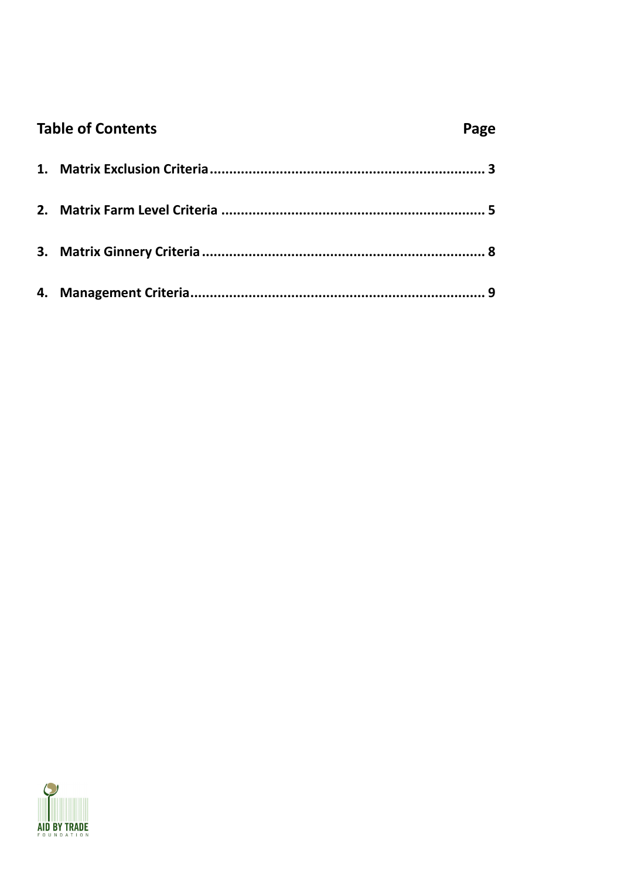## Table of Contents

| | Page |
|---|---|
| 1. Matrix Exclusion Criteria | 3 |
| 2. Matrix Farm Level Criteria | 5 |
| 3. Matrix Ginnery Criteria | 8 |
| 4. Management Criteria | 9 |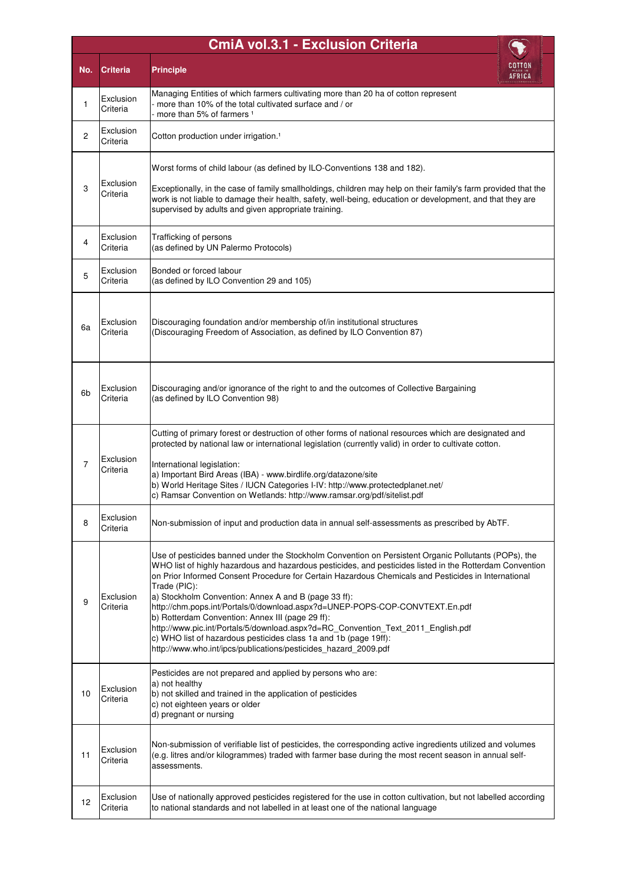| CmiA vol.3.1 - Exclusion Criteria | | |
|---|---|---|
| **No.** | **Criteria** | **Principle** |
| 1 | Exclusion Criteria | Managing Entities of which farmers cultivating more than 20 ha of cotton represent<br>- more than 10% of the total cultivated surface and / or<br>- more than 5% of farmers [1] |
| 2 | Exclusion Criteria | Cotton production under irrigation.[1] |
| 3 | Exclusion Criteria | Worst forms of child labour (as defined by ILO-Conventions 138 and 182).<br><br>Exceptionally, in the case of family smallholdings, children may help on their family's farm provided that the work is not liable to damage their health, safety, well-being, education or development, and that they are supervised by adults and given appropriate training. |
| 4 | Exclusion Criteria | Trafficking of persons<br>(as defined by UN Palermo Protocols) |
| 5 | Exclusion Criteria | Bonded or forced labour<br>(as defined by ILO Convention 29 and 105) |
| 6a | Exclusion Criteria | Discouraging foundation and/or membership of/in institutional structures<br>(Discouraging Freedom of Association, as defined by ILO Convention 87) |
| 6b | Exclusion Criteria | Discouraging and/or ignorance of the right to and the outcomes of Collective Bargaining<br>(as defined by ILO Convention 98) |
| 7 | Exclusion Criteria | Cutting of primary forest or destruction of other forms of national resources which are designated and protected by national law or international legislation (currently valid) in order to cultivate cotton.<br><br>International legislation:<br>a) Important Bird Areas (IBA) - www.birdlife.org/datazone/site<br>b) World Heritage Sites / IUCN Categories I-IV: http://www.protectedplanet.net/<br>c) Ramsar Convention on Wetlands: http://www.ramsar.org/pdf/sitelist.pdf |
| 8 | Exclusion Criteria | Non-submission of input and production data in annual self-assessments as prescribed by AbTF. |
| 9 | Exclusion Criteria | Use of pesticides banned under the Stockholm Convention on Persistent Organic Pollutants (POPs), the WHO list of highly hazardous and hazardous pesticides, and pesticides listed in the Rotterdam Convention on Prior Informed Consent Procedure for Certain Hazardous Chemicals and Pesticides in International Trade (PIC):<br>a) Stockholm Convention: Annex A and B (page 33 ff):<br>http://chm.pops.int/Portals/0/download.aspx?d=UNEP-POPS-COP-CONVTEXT.En.pdf<br>b) Rotterdam Convention: Annex III (page 29 ff):<br>http://www.pic.int/Portals/5/download.aspx?d=RC_Convention_Text_2011_English.pdf<br>c) WHO list of hazardous pesticides class 1a and 1b (page 19ff):<br>http://www.who.int/ipcs/publications/pesticides_hazard_2009.pdf |
| 10 | Exclusion Criteria | Pesticides are not prepared and applied by persons who are:<br>a) not healthy<br>b) not skilled and trained in the application of pesticides<br>c) not eighteen years or older<br>d) pregnant or nursing |
| 11 | Exclusion Criteria | Non-submission of verifiable list of pesticides, the corresponding active ingredients utilized and volumes (e.g. litres and/or kilogrammes) traded with farmer base during the most recent season in annual self-assessments. |
| 12 | Exclusion Criteria | Use of nationally approved pesticides registered for the use in cotton cultivation, but not labelled according to national standards and not labelled in at least one of the national language |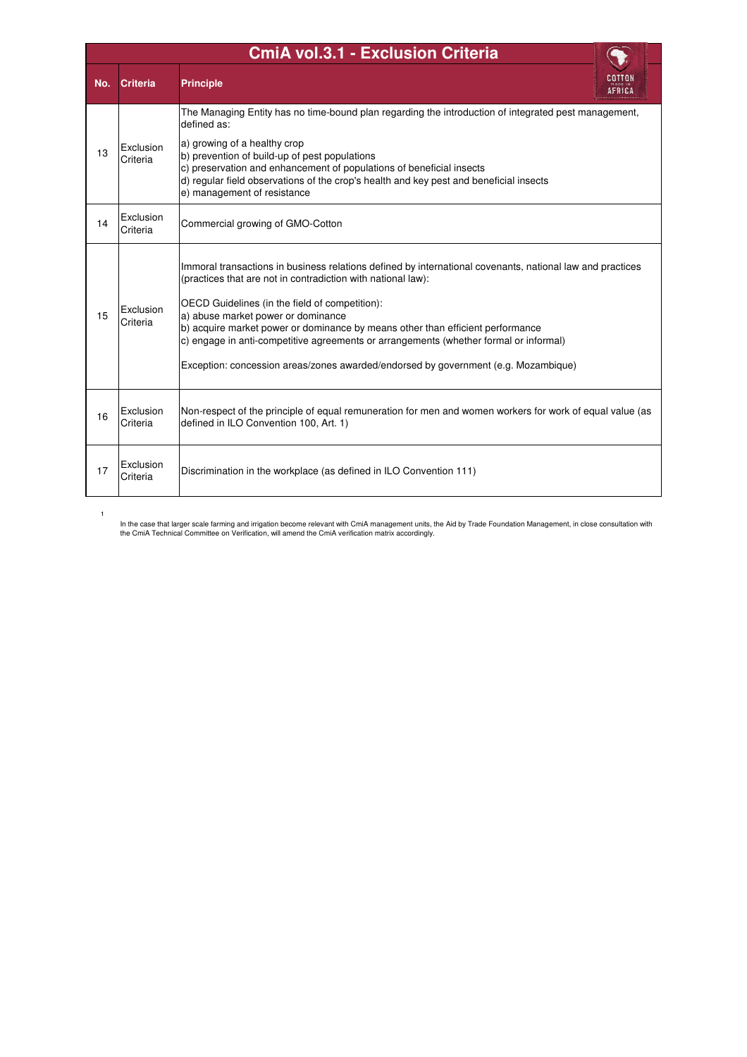# CmiA vol.3.1 - Exclusion Criteria

| No. | Criteria | Principle |
|---|---|---|
| 13 | Exclusion Criteria | The Managing Entity has no time-bound plan regarding the introduction of integrated pest management, defined as:<br><br>a) growing of a healthy crop<br>b) prevention of build-up of pest populations<br>c) preservation and enhancement of populations of beneficial insects<br>d) regular field observations of the crop's health and key pest and beneficial insects<br>e) management of resistance |
| 14 | Exclusion Criteria | Commercial growing of GMO-Cotton |
| 15 | Exclusion Criteria | Immoral transactions in business relations defined by international covenants, national law and practices (practices that are not in contradiction with national law):<br><br>OECD Guidelines (in the field of competition):<br>a) abuse market power or dominance<br>b) acquire market power or dominance by means other than efficient performance<br>c) engage in anti-competitive agreements or arrangements (whether formal or informal)<br><br>Exception: concession areas/zones awarded/endorsed by government (e.g. Mozambique) |
| 16 | Exclusion Criteria | Non-respect of the principle of equal remuneration for men and women workers for work of equal value (as defined in ILO Convention 100, Art. 1) |
| 17 | Exclusion Criteria | Discrimination in the workplace (as defined in ILO Convention 111) |

[1] In the case that larger scale farming and irrigation become relevant with CmiA management units, the Aid by Trade Foundation Management, in close consultation with the CmiA Technical Committee on Verification, will amend the CmiA verification matrix accordingly.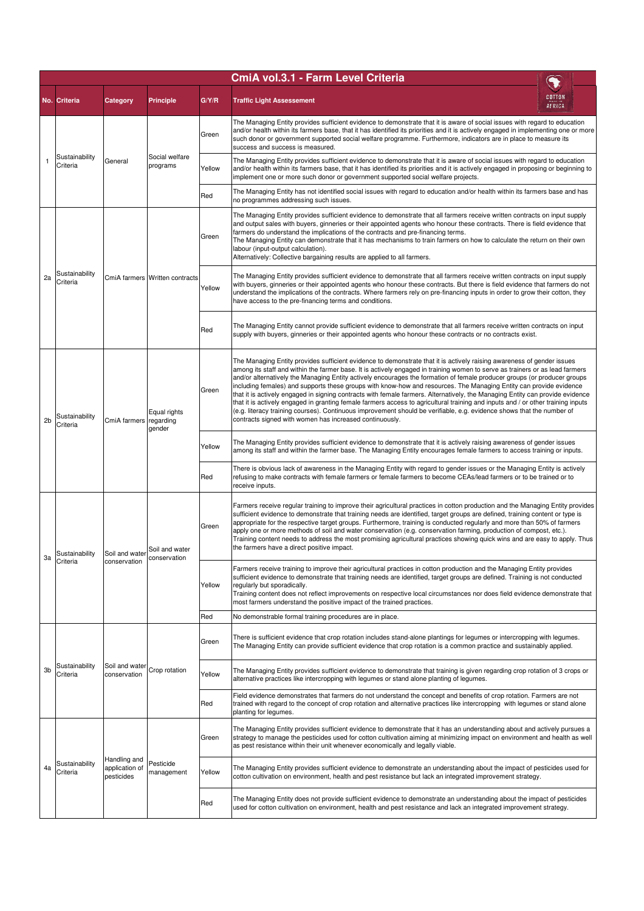| CmiA vol.3.1 - Farm Level Criteria | | | | | |
|---|---|---|---|---|---|
| **No.** | **Criteria** | **Category** | **Principle** | **G/Y/R** | **Traffic Light Assessement** |
| 1 | Sustainability Criteria | General | Social welfare programs | Green | The Managing Entity provides sufficient evidence to demonstrate that it is aware of social issues with regard to education and/or health within its farmers base, that it has identified its priorities and it is actively engaged in implementing one or more such donor or government supported social welfare programme. Furthermore, indicators are in place to measure its success and success is measured. |
| | | | | Yellow | The Managing Entity provides sufficient evidence to demonstrate that it is aware of social issues with regard to education and/or health within its farmers base, that it has identified its priorities and it is actively engaged in proposing or beginning to implement one or more such donor or government supported social welfare projects. |
| | | | | Red | The Managing Entity has not identified social issues with regard to education and/or health within its farmers base and has no programmes addressing such issues. |
| 2a | Sustainability Criteria | CmiA farmers | Written contracts | Green | The Managing Entity provides sufficient evidence to demonstrate that all farmers receive written contracts on input supply and output sales with buyers, ginneries or their appointed agents who honour these contracts. There is field evidence that farmers do understand the implications of the contracts and pre-financing terms. The Managing Entity can demonstrate that it has mechanisms to train farmers on how to calculate the return on their own labour (input-output calculation). Alternatively: Collective bargaining results are applied to all farmers. |
| | | | | Yellow | The Managing Entity provides sufficient evidence to demonstrate that all farmers receive written contracts on input supply with buyers, ginneries or their appointed agents who honour these contracts. But there is field evidence that farmers do not understand the implications of the contracts. Where farmers rely on pre-financing inputs in order to grow their cotton, they have access to the pre-financing terms and conditions. |
| | | | | Red | The Managing Entity cannot provide sufficient evidence to demonstrate that all farmers receive written contracts on input supply with buyers, ginneries or their appointed agents who honour these contracts or no contracts exist. |
| 2b | Sustainability Criteria | CmiA farmers | Equal rights regarding gender | Green | The Managing Entity provides sufficient evidence to demonstrate that it is actively raising awareness of gender issues among its staff and within the farmer base. It is actively engaged in training women to serve as trainers or as lead farmers and/or alternatively the Managing Entity actively encourages the formation of female producer groups (or producer groups including females) and supports these groups with know-how and resources. The Managing Entity can provide evidence that it is actively engaged in signing contracts with female farmers. Alternatively, the Managing Entity can provide evidence that it is actively engaged in granting female farmers access to agricultural training and inputs and / or other training inputs (e.g. literacy training courses). Continuous improvement should be verifiable, e.g. evidence shows that the number of contracts signed with women has increased continuously. |
| | | | | Yellow | The Managing Entity provides sufficient evidence to demonstrate that it is actively raising awareness of gender issues among its staff and within the farmer base. The Managing Entity encourages female farmers to access training or inputs. |
| | | | | Red | There is obvious lack of awareness in the Managing Entity with regard to gender issues or the Managing Entity is actively refusing to make contracts with female farmers or female farmers to become CEAs/lead farmers or to be trained or to receive inputs. |
| 3a | Sustainability Criteria | Soil and water conservation | Soil and water conservation | Green | Farmers receive regular training to improve their agricultural practices in cotton production and the Managing Entity provides sufficient evidence to demonstrate that training needs are identified, target groups are defined, training content or type is appropriate for the respective target groups. Furthermore, training is conducted regularly and more than 50% of farmers apply one or more methods of soil and water conservation (e.g. conservation farming, production of compost, etc.). Training content needs to address the most promising agricultural practices showing quick wins and are easy to apply. Thus the farmers have a direct positive impact. |
| | | | | Yellow | Farmers receive training to improve their agricultural practices in cotton production and the Managing Entity provides sufficient evidence to demonstrate that training needs are identified, target groups are defined. Training is not conducted regularly but sporadically. Training content does not reflect improvements on respective local circumstances nor does field evidence demonstrate that most farmers understand the positive impact of the trained practices. |
| | | | | Red | No demonstrable formal training procedures are in place. |
| 3b | Sustainability Criteria | Soil and water conservation | Crop rotation | Green | There is sufficient evidence that crop rotation includes stand-alone plantings for legumes or intercropping with legumes. The Managing Entity can provide sufficient evidence that crop rotation is a common practice and sustainably applied. |
| | | | | Yellow | The Managing Entity provides sufficient evidence to demonstrate that training is given regarding crop rotation of 3 crops or alternative practices like intercropping with legumes or stand alone planting of legumes. |
| | | | | Red | Field evidence demonstrates that farmers do not understand the concept and benefits of crop rotation. Farmers are not trained with regard to the concept of crop rotation and alternative practices like intercropping with legumes or stand alone planting for legumes. |
| 4a | Sustainability Criteria | Handling and application of pesticides | Pesticide management | Green | The Managing Entity provides sufficient evidence to demonstrate that it has an understanding about and actively pursues a strategy to manage the pesticides used for cotton cultivation aiming at minimizing impact on environment and health as well as pest resistance within their unit whenever economically and legally viable. |
| | | | | Yellow | The Managing Entity provides sufficient evidence to demonstrate an understanding about the impact of pesticides used for cotton cultivation on environment, health and pest resistance but lack an integrated improvement strategy. |
| | | | | Red | The Managing Entity does not provide sufficient evidence to demonstrate an understanding about the impact of pesticides used for cotton cultivation on environment, health and pest resistance and lack an integrated improvement strategy. |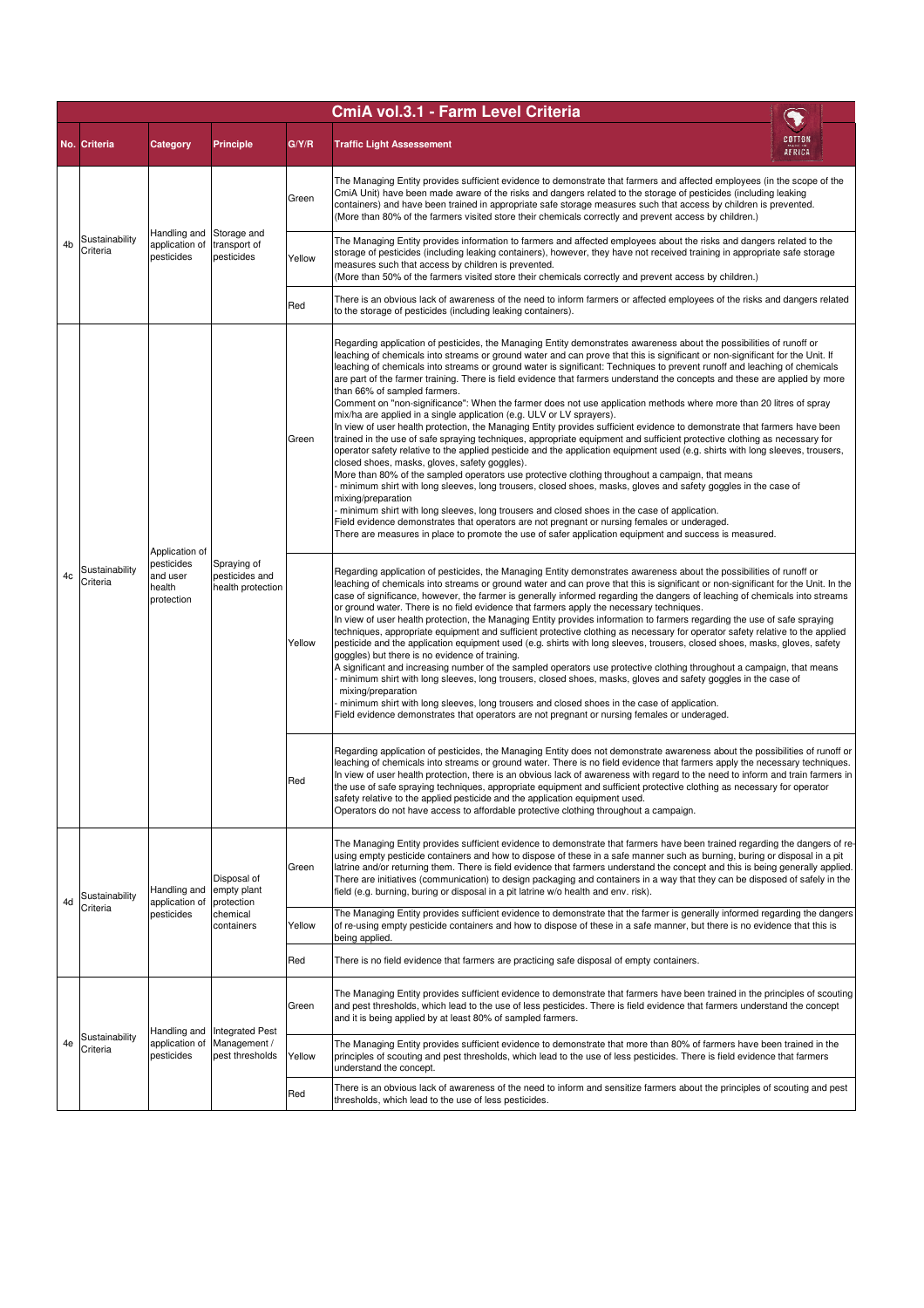# CmiA vol.3.1 - Farm Level Criteria

| No. | Criteria | Category | Principle | G/Y/R | Traffic Light Assessement |
|---|---|---|---|---|---|
| 4b | Sustainability Criteria | Handling and application of pesticides | Storage and transport of pesticides | Green | The Managing Entity provides sufficient evidence to demonstrate that farmers and affected employees (in the scope of the CmiA Unit) have been made aware of the risks and dangers related to the storage of pesticides (including leaking containers) and have been trained in appropriate safe storage measures such that access by children is prevented. (More than 80% of the farmers visited store their chemicals correctly and prevent access by children.) |
| | | | | Yellow | The Managing Entity provides information to farmers and affected employees about the risks and dangers related to the storage of pesticides (including leaking containers), however, they have not received training in appropriate safe storage measures such that access by children is prevented. (More than 50% of the farmers visited store their chemicals correctly and prevent access by children.) |
| | | | | Red | There is an obvious lack of awareness of the need to inform farmers or affected employees of the risks and dangers related to the storage of pesticides (including leaking containers). |
| 4c | Sustainability Criteria | Application of pesticides and user health protection | Spraying of pesticides and health protection | Green | Regarding application of pesticides, the Managing Entity demonstrates awareness about the possibilities of runoff or leaching of chemicals into streams or ground water and can prove that this is significant or non-significant for the Unit. If leaching of chemicals into streams or ground water is significant: Techniques to prevent runoff and leaching of chemicals are part of the farmer training. There is field evidence that farmers understand the concepts and these are applied by more than 66% of sampled farmers.<br>Comment on "non-significance": When the farmer does not use application methods where more than 20 litres of spray mix/ha are applied in a single application (e.g. ULV or LV sprayers).<br>In view of user health protection, the Managing Entity provides sufficient evidence to demonstrate that farmers have been trained in the use of safe spraying techniques, appropriate equipment and sufficient protective clothing as necessary for operator safety relative to the applied pesticide and the application equipment used (e.g. shirts with long sleeves, trousers, closed shoes, masks, gloves, safety goggles).<br>More than 80% of the sampled operators use protective clothing throughout a campaign, that means<br>- minimum shirt with long sleeves, long trousers, closed shoes, masks, gloves and safety goggles in the case of mixing/preparation<br>- minimum shirt with long sleeves, long trousers and closed shoes in the case of application.<br>Field evidence demonstrates that operators are not pregnant or nursing females or underaged.<br>There are measures in place to promote the use of safer application equipment and success is measured. |
| | | | | Yellow | Regarding application of pesticides, the Managing Entity demonstrates awareness about the possibilities of runoff or leaching of chemicals into streams or ground water and can prove that this is significant or non-significant for the Unit. In the case of significance, however, the farmer is generally informed regarding the dangers of leaching of chemicals into streams or ground water. There is no field evidence that farmers apply the necessary techniques.<br>In view of user health protection, the Managing Entity provides information to farmers regarding the use of safe spraying techniques, appropriate equipment and sufficient protective clothing as necessary for operator safety relative to the applied pesticide and the application equipment used (e.g. shirts with long sleeves, trousers, closed shoes, masks, gloves, safety goggles) but there is no evidence of training.<br>A significant and increasing number of the sampled operators use protective clothing throughout a campaign, that means<br>- minimum shirt with long sleeves, long trousers, closed shoes, masks, gloves and safety goggles in the case of mixing/preparation<br>- minimum shirt with long sleeves, long trousers and closed shoes in the case of application.<br>Field evidence demonstrates that operators are not pregnant or nursing females or underaged. |
| | | | | Red | Regarding application of pesticides, the Managing Entity does not demonstrate awareness about the possibilities of runoff or leaching of chemicals into streams or ground water. There is no field evidence that farmers apply the necessary techniques.<br>In view of user health protection, there is an obvious lack of awareness with regard to the need to inform and train farmers in the use of safe spraying techniques, appropriate equipment and sufficient protective clothing as necessary for operator safety relative to the applied pesticide and the application equipment used.<br>Operators do not have access to affordable protective clothing throughout a campaign. |
| 4d | Sustainability Criteria | Handling and application of pesticides | Disposal of empty plant protection chemical containers | Green | The Managing Entity provides sufficient evidence to demonstrate that farmers have been trained regarding the dangers of re-using empty pesticide containers and how to dispose of these in a safe manner such as burning, buring or disposal in a pit latrine and/or returning them. There is field evidence that farmers understand the concept and this is being generally applied. There are initiatives (communication) to design packaging and containers in a way that they can be disposed of safely in the field (e.g. burning, buring or disposal in a pit latrine w/o health and env. risk). |
| | | | | Yellow | The Managing Entity provides sufficient evidence to demonstrate that the farmer is generally informed regarding the dangers of re-using empty pesticide containers and how to dispose of these in a safe manner, but there is no evidence that this is being applied. |
| | | | | Red | There is no field evidence that farmers are practicing safe disposal of empty containers. |
| 4e | Sustainability Criteria | Handling and application of pesticides | Integrated Pest Management / pest thresholds | Green | The Managing Entity provides sufficient evidence to demonstrate that farmers have been trained in the principles of scouting and pest thresholds, which lead to the use of less pesticides. There is field evidence that farmers understand the concept and it is being applied by at least 80% of sampled farmers. |
| | | | | Yellow | The Managing Entity provides sufficient evidence to demonstrate that more than 80% of farmers have been trained in the principles of scouting and pest thresholds, which lead to the use of less pesticides. There is field evidence that farmers understand the concept. |
| | | | | Red | There is an obvious lack of awareness of the need to inform and sensitize farmers about the principles of scouting and pest thresholds, which lead to the use of less pesticides. |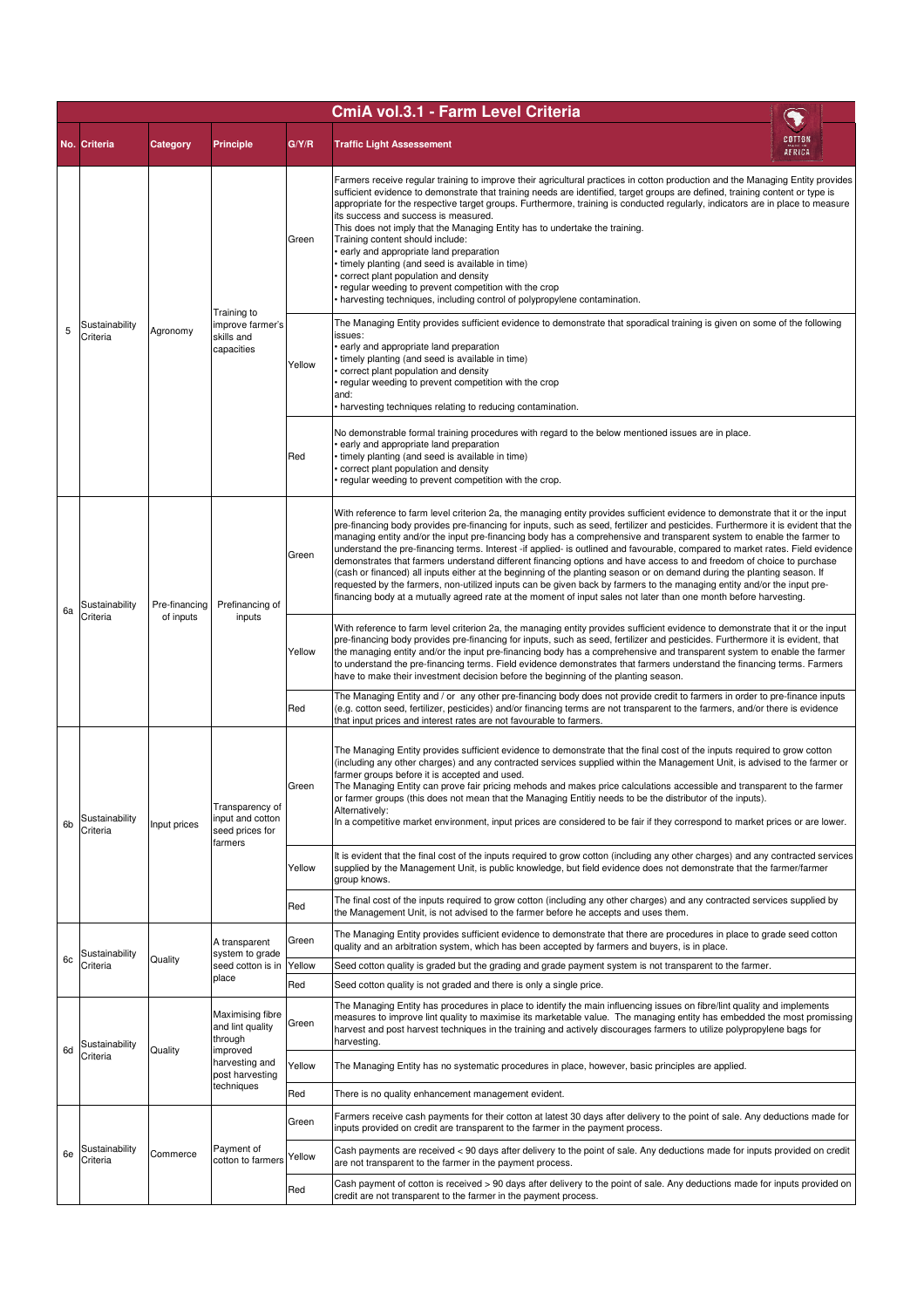# CmiA vol.3.1 - Farm Level Criteria

| No. | Criteria | Category | Principle | G/Y/R | Traffic Light Assessement |
|---|---|---|---|---|---|
| 5 | Sustainability Criteria | Agronomy | Training to improve farmer's skills and capacities | Green | Farmers receive regular training to improve their agricultural practices in cotton production and the Managing Entity provides sufficient evidence to demonstrate that training needs are identified, target groups are defined, training content or type is appropriate for the respective target groups. Furthermore, training is conducted regularly, indicators are in place to measure its success and success is measured.<br>This does not imply that the Managing Entity has to undertake the training.<br>Training content should include:<br>• early and appropriate land preparation<br>• timely planting (and seed is available in time)<br>• correct plant population and density<br>• regular weeding to prevent competition with the crop<br>• harvesting techniques, including control of polypropylene contamination. |
| | | | | Yellow | The Managing Entity provides sufficient evidence to demonstrate that sporadical training is given on some of the following issues:<br>• early and appropriate land preparation<br>• timely planting (and seed is available in time)<br>• correct plant population and density<br>• regular weeding to prevent competition with the crop<br>and:<br>• harvesting techniques relating to reducing contamination. |
| | | | | Red | No demonstrable formal training procedures with regard to the below mentioned issues are in place.<br>• early and appropriate land preparation<br>• timely planting (and seed is available in time)<br>• correct plant population and density<br>• regular weeding to prevent competition with the crop. |
| 6a | Sustainability Criteria | Pre-financing of inputs | Prefinancing of inputs | Green | With reference to farm level criterion 2a, the managing entity provides sufficient evidence to demonstrate that it or the input pre-financing body provides pre-financing for inputs, such as seed, fertilizer and pesticides. Furthermore it is evident that the managing entity and/or the input pre-financing body has a comprehensive and transparent system to enable the farmer to understand the pre-financing terms. Interest -if applied- is outlined and favourable, compared to market rates. Field evidence demonstrates that farmers understand different financing options and have access to and freedom of choice to purchase (cash or financed) all inputs either at the beginning of the planting season or on demand during the planting season. If requested by the farmers, non-utilized inputs can be given back by farmers to the managing entity and/or the input pre-financing body at a mutually agreed rate at the moment of input sales not later than one month before harvesting. |
| | | | | Yellow | With reference to farm level criterion 2a, the managing entity provides sufficient evidence to demonstrate that it or the input pre-financing body provides pre-financing for inputs, such as seed, fertilizer and pesticides. Furthermore it is evident, that the managing entity and/or the input pre-financing body has a comprehensive and transparent system to enable the farmer to understand the pre-financing terms. Field evidence demonstrates that farmers understand the financing terms. Farmers have to make their investment decision before the beginning of the planting season. |
| | | | | Red | The Managing Entity and / or any other pre-financing body does not provide credit to farmers in order to pre-finance inputs (e.g. cotton seed, fertilizer, pesticides) and/or financing terms are not transparent to the farmers, and/or there is evidence that input prices and interest rates are not favourable to farmers. |
| 6b | Sustainability Criteria | Input prices | Transparency of input and cotton seed prices for farmers | Green | The Managing Entity provides sufficient evidence to demonstrate that the final cost of the inputs required to grow cotton (including any other charges) and any contracted services supplied within the Management Unit, is advised to the farmer or farmer groups before it is accepted and used.<br>The Managing Entity can prove fair pricing mehods and makes price calculations accessible and transparent to the farmer or farmer groups (this does not mean that the Managing Entitiy needs to be the distributor of the inputs).<br>Alternatively:<br>In a competitive market environment, input prices are considered to be fair if they correspond to market prices or are lower. |
| | | | | Yellow | It is evident that the final cost of the inputs required to grow cotton (including any other charges) and any contracted services supplied by the Management Unit, is public knowledge, but field evidence does not demonstrate that the farmer/farmer group knows. |
| | | | | Red | The final cost of the inputs required to grow cotton (including any other charges) and any contracted services supplied by the Management Unit, is not advised to the farmer before he accepts and uses them. |
| 6c | Sustainability Criteria | Quality | A transparent system to grade seed cotton is in place | Green | The Managing Entity provides sufficient evidence to demonstrate that there are procedures in place to grade seed cotton quality and an arbitration system, which has been accepted by farmers and buyers, is in place. |
| | | | | Yellow | Seed cotton quality is graded but the grading and grade payment system is not transparent to the farmer. |
| | | | | Red | Seed cotton quality is not graded and there is only a single price. |
| 6d | Sustainability Criteria | Quality | Maximising fibre and lint quality through improved harvesting and post harvesting techniques | Green | The Managing Entity has procedures in place to identify the main influencing issues on fibre/lint quality and implements measures to improve lint quality to maximise its marketable value. The managing entity has embedded the most promissing harvest and post harvest techniques in the training and actively discourages farmers to utilize polypropylene bags for harvesting. |
| | | | | Yellow | The Managing Entity has no systematic procedures in place, however, basic principles are applied. |
| | | | | Red | There is no quality enhancement management evident. |
| 6e | Sustainability Criteria | Commerce | Payment of cotton to farmers | Green | Farmers receive cash payments for their cotton at latest 30 days after delivery to the point of sale. Any deductions made for inputs provided on credit are transparent to the farmer in the payment process. |
| | | | | Yellow | Cash payments are received < 90 days after delivery to the point of sale. Any deductions made for inputs provided on credit are not transparent to the farmer in the payment process. |
| | | | | Red | Cash payment of cotton is received > 90 days after delivery to the point of sale. Any deductions made for inputs provided on credit are not transparent to the farmer in the payment process. |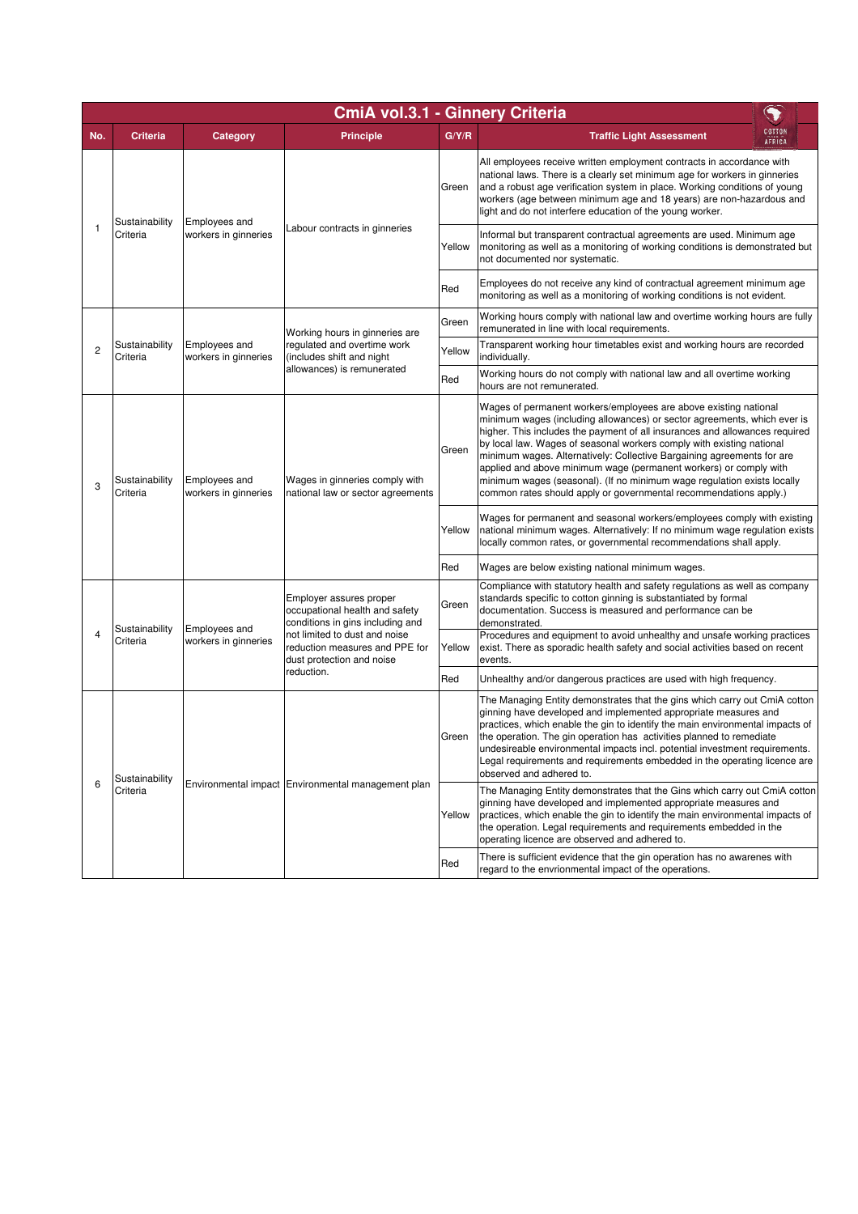# CmiA vol.3.1 - Ginnery Criteria

| No. | Criteria | Category | Principle | G/Y/R | Traffic Light Assessment |
|---|---|---|---|---|---|
| 1 | Sustainability Criteria | Employees and workers in ginneries | Labour contracts in ginneries | Green | All employees receive written employment contracts in accordance with national laws. There is a clearly set minimum age for workers in ginneries and a robust age verification system in place. Working conditions of young workers (age between minimum age and 18 years) are non-hazardous and light and do not interfere education of the young worker. |
| | | | | Yellow | Informal but transparent contractual agreements are used. Minimum age monitoring as well as a monitoring of working conditions is demonstrated but not documented nor systematic. |
| | | | | Red | Employees do not receive any kind of contractual agreement minimum age monitoring as well as a monitoring of working conditions is not evident. |
| 2 | Sustainability Criteria | Employees and workers in ginneries | Working hours in ginneries are regulated and overtime work (includes shift and night allowances) is remunerated | Green | Working hours comply with national law and overtime working hours are fully remunerated in line with local requirements. |
| | | | | Yellow | Transparent working hour timetables exist and working hours are recorded individually. |
| | | | | Red | Working hours do not comply with national law and all overtime working hours are not remunerated. |
| 3 | Sustainability Criteria | Employees and workers in ginneries | Wages in ginneries comply with national law or sector agreements | Green | Wages of permanent workers/employees are above existing national minimum wages (including allowances) or sector agreements, which ever is higher. This includes the payment of all insurances and allowances required by local law. Wages of seasonal workers comply with existing national minimum wages. Alternatively: Collective Bargaining agreements for are applied and above minimum wage (permanent workers) or comply with minimum wages (seasonal). (If no minimum wage regulation exists locally common rates should apply or governmental recommendations apply.) |
| | | | | Yellow | Wages for permanent and seasonal workers/employees comply with existing national minimum wages. Alternatively: If no minimum wage regulation exists locally common rates, or governmental recommendations shall apply. |
| | | | | Red | Wages are below existing national minimum wages. |
| 4 | Sustainability Criteria | Employees and workers in ginneries | Employer assures proper occupational health and safety conditions in gins including and not limited to dust and noise reduction measures and PPE for dust protection and noise reduction. | Green | Compliance with statutory health and safety regulations as well as company standards specific to cotton ginning is substantiated by formal documentation. Success is measured and performance can be demonstrated. |
| | | | | Yellow | Procedures and equipment to avoid unhealthy and unsafe working practices exist. There as sporadic health safety and social activities based on recent events. |
| | | | | Red | Unhealthy and/or dangerous practices are used with high frequency. |
| 6 | Sustainability Criteria | Environmental impact | Environmental management plan | Green | The Managing Entity demonstrates that the gins which carry out CmiA cotton ginning have developed and implemented appropriate measures and practices, which enable the gin to identify the main environmental impacts of the operation. The gin operation has activities planned to remediate undesireable environmental impacts incl. potential investment requirements. Legal requirements and requirements embedded in the operating licence are observed and adhered to. |
| | | | | Yellow | The Managing Entity demonstrates that the Gins which carry out CmiA cotton ginning have developed and implemented appropriate measures and practices, which enable the gin to identify the main environmental impacts of the operation. Legal requirements and requirements embedded in the operating licence are observed and adhered to. |
| | | | | Red | There is sufficient evidence that the gin operation has no awarenes with regard to the envrionmental impact of the operations. |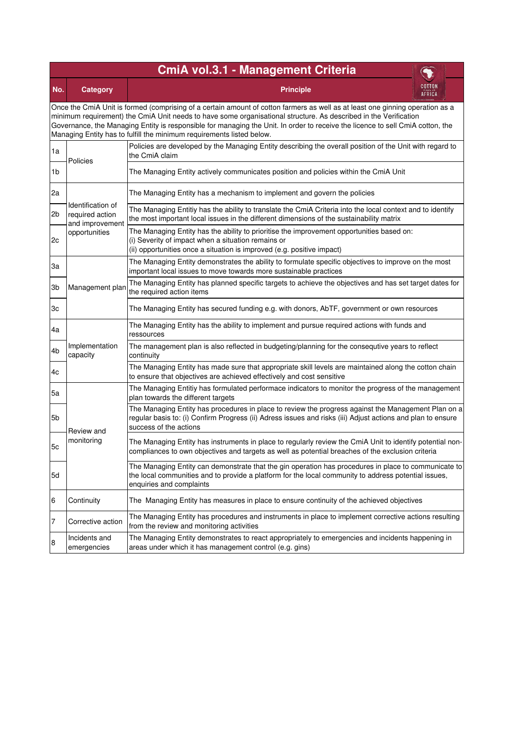| CmiA vol.3.1 - Management Criteria | | |
|---|---|---|
| **No.** | **Category** | **Principle** |
| Once the CmiA Unit is formed (comprising of a certain amount of cotton farmers as well as at least one ginning operation as a minimum requirement) the CmiA Unit needs to have some organisational structure. As described in the Verification Governance, the Managing Entity is responsible for managing the Unit. In order to receive the licence to sell CmiA cotton, the Managing Entity has to fulfill the minimum requirements listed below. | | |
| 1a | Policies | Policies are developed by the Managing Entity describing the overall position of the Unit with regard to the CmiA claim |
| 1b | | The Managing Entity actively communicates position and policies within the CmiA Unit |
| 2a | Identification of required action and improvement opportunities | The Managing Entity has a mechanism to implement and govern the policies |
| 2b | | The Managing Entitiy has the ability to translate the CmiA Criteria into the local context and to identify the most important local issues in the different dimensions of the sustainability matrix |
| 2c | | The Managing Entity has the ability to prioritise the improvement opportunities based on:<br>(i) Severity of impact when a situation remains or<br>(ii) opportunities once a situation is improved (e.g. positive impact) |
| 3a | Management plan | The Managing Entity demonstrates the ability to formulate specific objectives to improve on the most important local issues to move towards more sustainable practices |
| 3b | | The Managing Entity has planned specific targets to achieve the objectives and has set target dates for the required action items |
| 3c | | The Managing Entity has secured funding e.g. with donors, AbTF, government or own resources |
| 4a | Implementation capacity | The Managing Entity has the ability to implement and pursue required actions with funds and ressources |
| 4b | | The management plan is also reflected in budgeting/planning for the consequtive years to reflect continuity |
| 4c | | The Managing Entity has made sure that appropriate skill levels are maintained along the cotton chain to ensure that objectives are achieved effectively and cost sensitive |
| 5a | Review and monitoring | The Managing Entitiy has formulated performace indicators to monitor the progress of the management plan towards the different targets |
| 5b | | The Managing Entity has procedures in place to review the progress against the Management Plan on a regular basis to: (i) Confirm Progress (ii) Adress issues and risks (iii) Adjust actions and plan to ensure success of the actions |
| 5c | | The Managing Entity has instruments in place to regularly review the CmiA Unit to identify potential non-compliances to own objectives and targets as well as potential breaches of the exclusion criteria |
| 5d | | The Managing Entity can demonstrate that the gin operation has procedures in place to communicate to the local communities and to provide a platform for the local community to address potential issues, enquiries and complaints |
| 6 | Continuity | The Managing Entity has measures in place to ensure continuity of the achieved objectives |
| 7 | Corrective action | The Managing Entity has procedures and instruments in place to implement corrective actions resulting from the review and monitoring activities |
| 8 | Incidents and emergencies | The Managing Entity demonstrates to react appropriately to emergencies and incidents happening in areas under which it has management control (e.g. gins) |